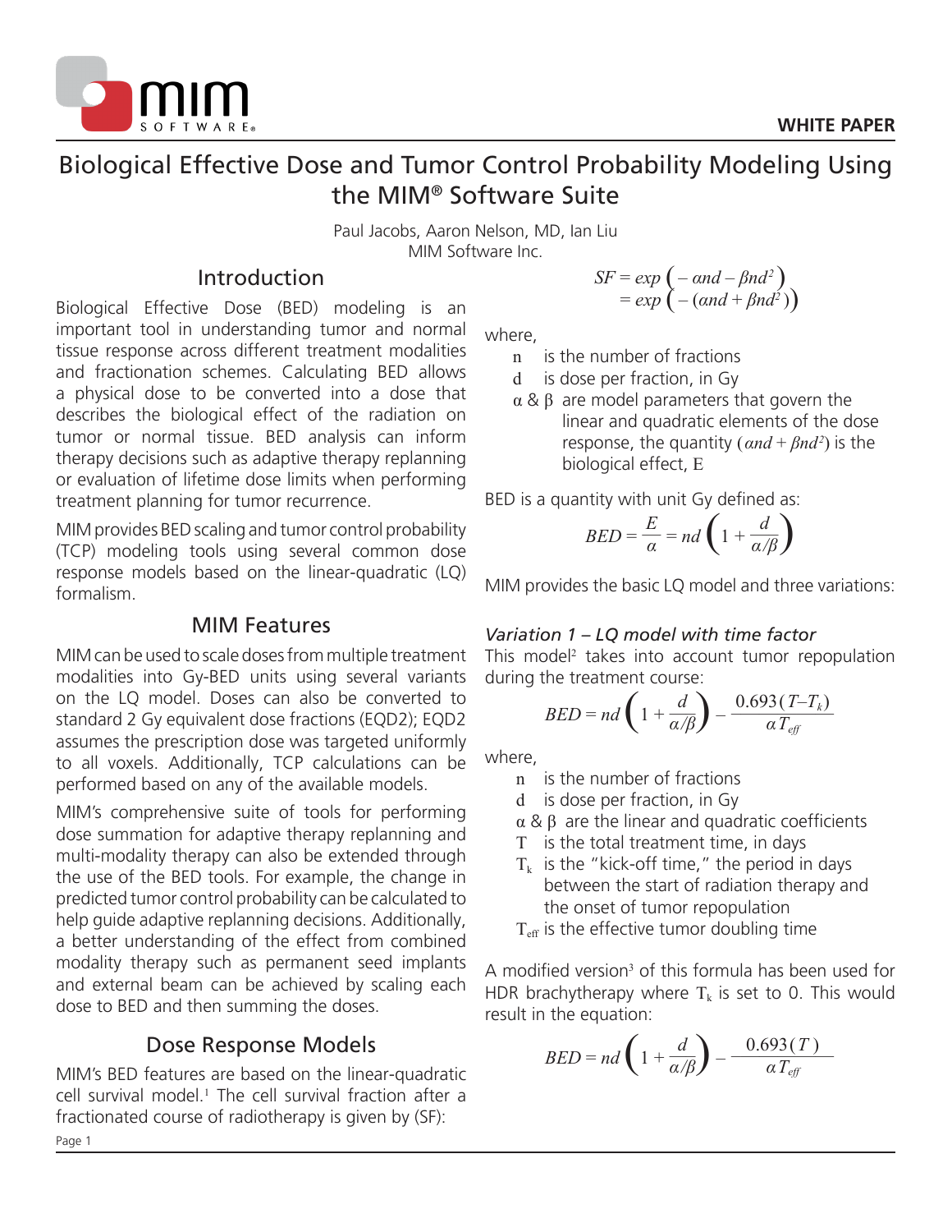# Biological Effective Dose and Tumor Control Probability Modeling Using the MIM® Software Suite

Paul Jacobs, Aaron Nelson, MD, Ian Liu
MIM Software Inc.

## Introduction

Biological Effective Dose (BED) modeling is an important tool in understanding tumor and normal tissue response across different treatment modalities and fractionation schemes. Calculating BED allows a physical dose to be converted into a dose that describes the biological effect of the radiation on tumor or normal tissue. BED analysis can inform therapy decisions such as adaptive therapy replanning or evaluation of lifetime dose limits when performing treatment planning for tumor recurrence.

MIM provides BED scaling and tumor control probability (TCP) modeling tools using several common dose response models based on the linear-quadratic (LQ) formalism.

## MIM Features

MIM can be used to scale doses from multiple treatment modalities into Gy-BED units using several variants on the LQ model. Doses can also be converted to standard 2 Gy equivalent dose fractions (EQD2); EQD2 assumes the prescription dose was targeted uniformly to all voxels. Additionally, TCP calculations can be performed based on any of the available models.

MIM's comprehensive suite of tools for performing dose summation for adaptive therapy replanning and multi-modality therapy can also be extended through the use of the BED tools. For example, the change in predicted tumor control probability can be calculated to help guide adaptive replanning decisions. Additionally, a better understanding of the effect from combined modality therapy such as permanent seed implants and external beam can be achieved by scaling each dose to BED and then summing the doses.

## Dose Response Models

MIM's BED features are based on the linear-quadratic cell survival model.[1] The cell survival fraction after a fractionated course of radiotherapy is given by (SF):

$$
\begin{aligned}
SF &= exp\left(-\alpha nd - \beta nd^2\right) \\
&= exp\left(-(\alpha nd + \beta nd^2)\right)
\end{aligned}
$$

where,

- $n$ is the number of fractions
- $d$ is dose per fraction, in Gy
- $\alpha$ & $\beta$ are model parameters that govern the linear and quadratic elements of the dose response, the quantity $(\alpha nd + \beta nd^2)$ is the biological effect, $E$

BED is a quantity with unit Gy defined as:

$$
BED = \frac{E}{\alpha} = nd\left(1 + \frac{d}{\alpha/\beta}\right)
$$

MIM provides the basic LQ model and three variations:

*Variation 1 – LQ model with time factor*

This model[2] takes into account tumor repopulation during the treatment course:

$$
BED = nd\left(1 + \frac{d}{\alpha/\beta}\right) - \frac{0.693(T - T_k)}{\alpha T_{eff}}
$$

where,

- $n$ is the number of fractions
- $d$ is dose per fraction, in Gy
- $\alpha$ & $\beta$ are the linear and quadratic coefficients
- $T$ is the total treatment time, in days
- $T_k$ is the "kick-off time," the period in days between the start of radiation therapy and the onset of tumor repopulation
- $T_{eff}$ is the effective tumor doubling time

A modified version[3] of this formula has been used for HDR brachytherapy where $T_k$ is set to 0. This would result in the equation:

$$
BED = nd\left(1 + \frac{d}{\alpha/\beta}\right) - \frac{0.693(T)}{\alpha T_{eff}}
$$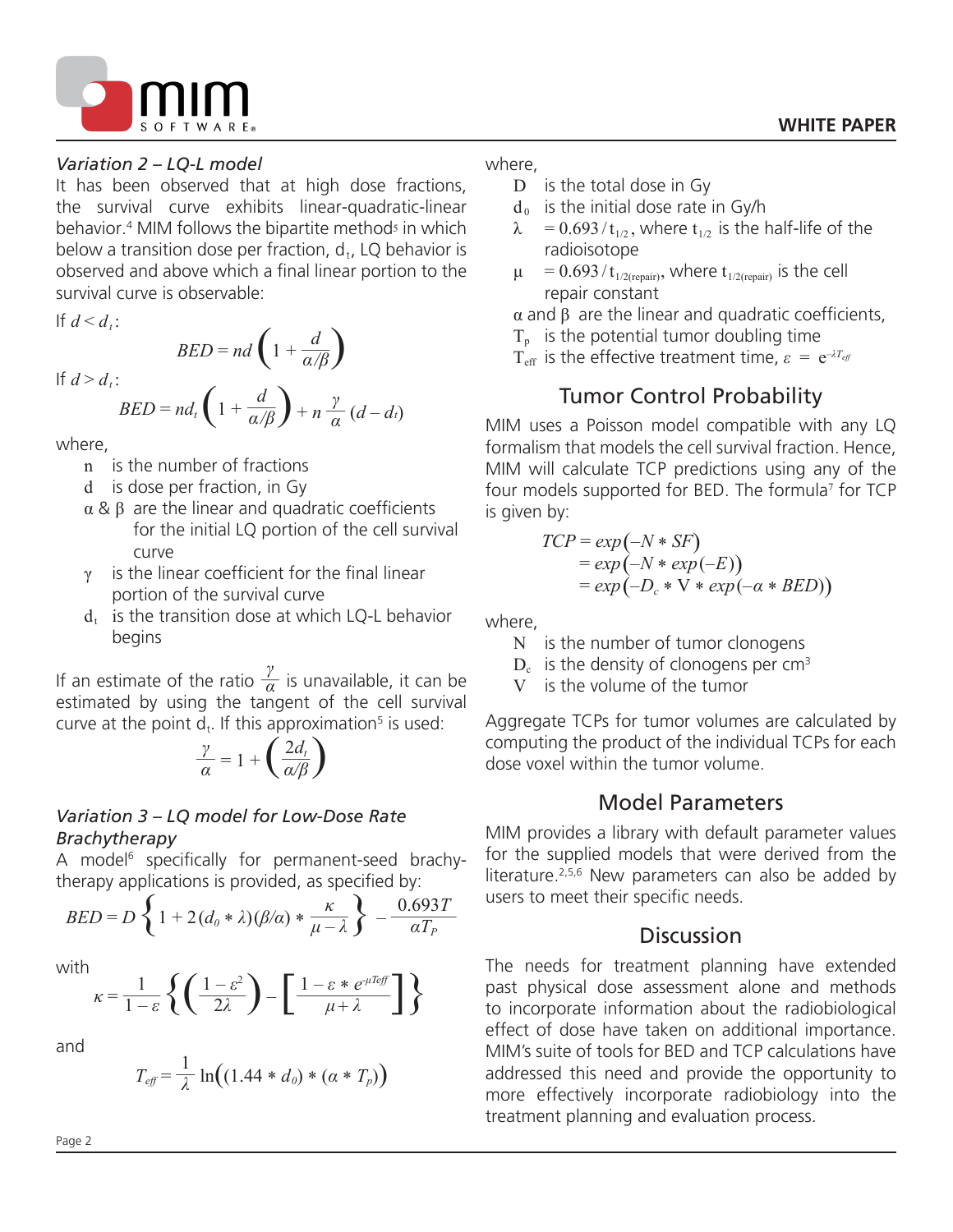### *Variation 2 – LQ-L model*

It has been observed that at high dose fractions, the survival curve exhibits linear-quadratic-linear behavior.[4] MIM follows the bipartite method[5] in which below a transition dose per fraction, $d_t$, LQ behavior is observed and above which a final linear portion to the survival curve is observable:

If $d < d_t$:

$$BED = nd\left(1 + \frac{d}{\alpha/\beta}\right)$$

If $d > d_t$:

$$BED = nd_t\left(1 + \frac{d}{\alpha/\beta}\right) + n\,\frac{\gamma}{\alpha}\,(d - d_t)$$

where,

- $n$ is the number of fractions
- $d$ is dose per fraction, in Gy
- $\alpha$ & $\beta$ are the linear and quadratic coefficients for the initial LQ portion of the cell survival curve
- $\gamma$ is the linear coefficient for the final linear portion of the survival curve
- $d_t$ is the transition dose at which LQ-L behavior begins

If an estimate of the ratio $\frac{\gamma}{\alpha}$ is unavailable, it can be estimated by using the tangent of the cell survival curve at the point $d_t$. If this approximation[5] is used:

$$\frac{\gamma}{\alpha} = 1 + \left(\frac{2d_t}{\alpha/\beta}\right)$$

### *Variation 3 – LQ model for Low-Dose Rate Brachytherapy*

A model[6] specifically for permanent-seed brachytherapy applications is provided, as specified by:

$$BED = D\left\{1 + 2(d_0 * \lambda)(\beta/\alpha) * \frac{\kappa}{\mu - \lambda}\right\} - \frac{0.693T}{\alpha T_P}$$

with

$$\kappa = \frac{1}{1-\varepsilon}\left\{\left(\frac{1-\varepsilon^2}{2\lambda}\right) - \left[\frac{1-\varepsilon * e^{\mu Teff}}{\mu + \lambda}\right]\right\}$$

and

$$T_{eff} = \frac{1}{\lambda}\ln\Big((1.44 * d_0) * (\alpha * T_p)\Big)$$

where,

- $D$ is the total dose in Gy
- $d_0$ is the initial dose rate in Gy/h
- $\lambda = 0.693/t_{1/2}$, where $t_{1/2}$ is the half-life of the radioisotope
- $\mu = 0.693/t_{1/2(\text{repair})}$, where $t_{1/2(\text{repair})}$ is the cell repair constant
- $\alpha$ and $\beta$ are the linear and quadratic coefficients,
- $T_p$ is the potential tumor doubling time
- $T_{eff}$ is the effective treatment time, $\varepsilon = e^{-\lambda T_{eff}}$

## Tumor Control Probability

MIM uses a Poisson model compatible with any LQ formalism that models the cell survival fraction. Hence, MIM will calculate TCP predictions using any of the four models supported for BED. The formula[7] for TCP is given by:

$$\begin{aligned} TCP &= exp\big(-N * SF\big) \\ &= exp\big(-N * exp(-E)\big) \\ &= exp\big(-D_c * V * exp(-\alpha * BED)\big) \end{aligned}$$

where,

- $N$ is the number of tumor clonogens
- $D_c$ is the density of clonogens per $cm^3$
- $V$ is the volume of the tumor

Aggregate TCPs for tumor volumes are calculated by computing the product of the individual TCPs for each dose voxel within the tumor volume.

## Model Parameters

MIM provides a library with default parameter values for the supplied models that were derived from the literature.[2,5,6] New parameters can also be added by users to meet their specific needs.

## Discussion

The needs for treatment planning have extended past physical dose assessment alone and methods to incorporate information about the radiobiological effect of dose have taken on additional importance. MIM's suite of tools for BED and TCP calculations have addressed this need and provide the opportunity to more effectively incorporate radiobiology into the treatment planning and evaluation process.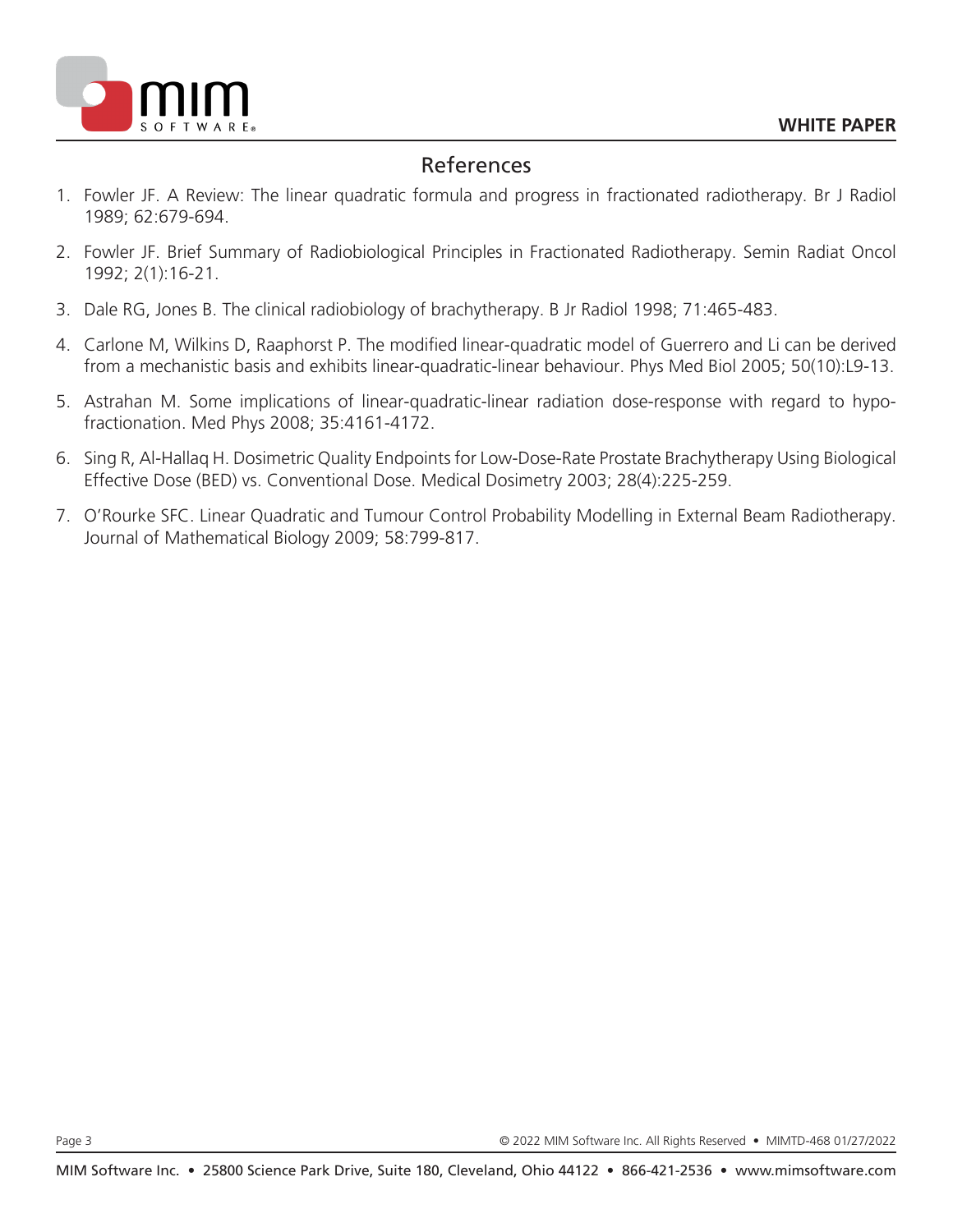## References

1. Fowler JF. A Review: The linear quadratic formula and progress in fractionated radiotherapy. Br J Radiol 1989; 62:679-694.

2. Fowler JF. Brief Summary of Radiobiological Principles in Fractionated Radiotherapy. Semin Radiat Oncol 1992; 2(1):16-21.

3. Dale RG, Jones B. The clinical radiobiology of brachytherapy. B Jr Radiol 1998; 71:465-483.

4. Carlone M, Wilkins D, Raaphorst P. The modified linear-quadratic model of Guerrero and Li can be derived from a mechanistic basis and exhibits linear-quadratic-linear behaviour. Phys Med Biol 2005; 50(10):L9-13.

5. Astrahan M. Some implications of linear-quadratic-linear radiation dose-response with regard to hypo-fractionation. Med Phys 2008; 35:4161-4172.

6. Sing R, Al-Hallaq H. Dosimetric Quality Endpoints for Low-Dose-Rate Prostate Brachytherapy Using Biological Effective Dose (BED) vs. Conventional Dose. Medical Dosimetry 2003; 28(4):225-259.

7. O'Rourke SFC. Linear Quadratic and Tumour Control Probability Modelling in External Beam Radiotherapy. Journal of Mathematical Biology 2009; 58:799-817.